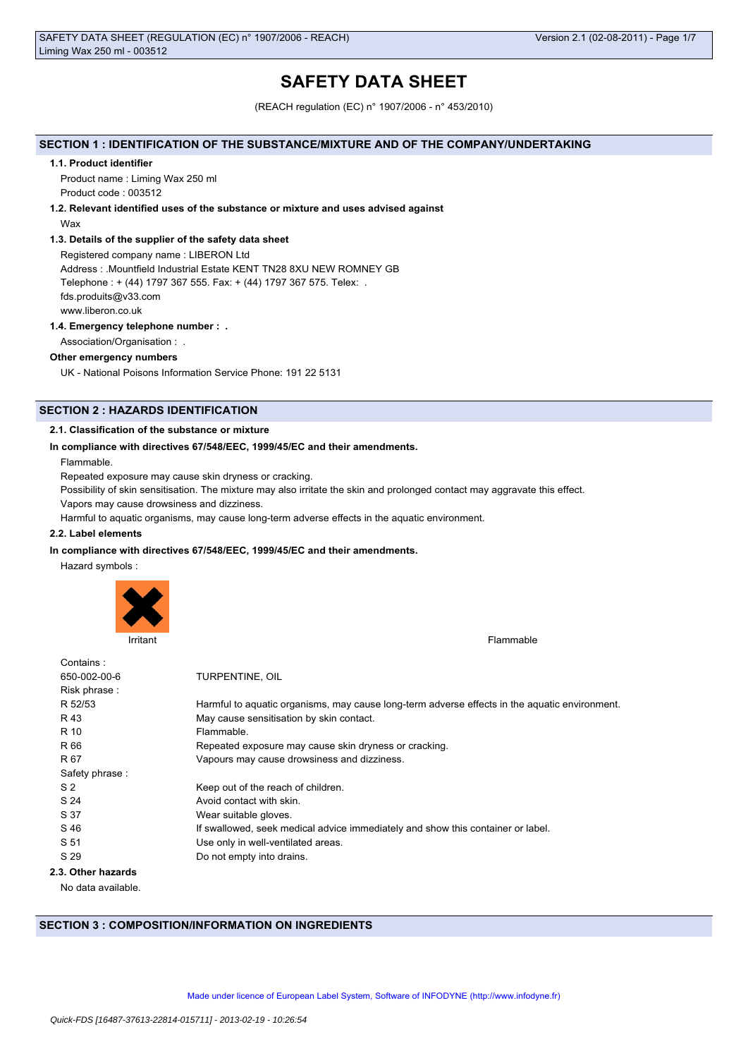# SAFETY DATA SHEET

(REACH regulation (EC) n° 1907/2006 - n° 453/2010)

## SECTION 1 : IDENTIFICATION OF THE SUBSTANCE/MIXTURE AND OF THE COMPANY/UNDERTAKING

### 1.1. Product identifier

Product name : Liming Wax 250 ml

Product code : 003512

### 1.2. Relevant identified uses of the substance or mixture and uses advised against

Wax

### 1.3. Details of the supplier of the safety data sheet

Registered company name : LIBERON Ltd

Address : .Mountfield Industrial Estate KENT TN28 8XU NEW ROMNEY GB

Telephone : + (44) 1797 367 555. Fax: + (44) 1797 367 575. Telex: .

fds.produits@v33.com

www.liberon.co.uk

### 1.4. Emergency telephone number : .

Association/Organisation : .

**Other emergency numbers**

UK - National Poisons Information Service Phone: 191 22 5131

## SECTION 2 : HAZARDS IDENTIFICATION

### 2.1. Classification of the substance or mixture

**In compliance with directives 67/548/EEC, 1999/45/EC and their amendments.**

Flammable.

Repeated exposure may cause skin dryness or cracking.

Possibility of skin sensitisation. The mixture may also irritate the skin and prolonged contact may aggravate this effect.

Vapors may cause drowsiness and dizziness.

Harmful to aquatic organisms, may cause long-term adverse effects in the aquatic environment.

### 2.2. Label elements

**In compliance with directives 67/548/EEC, 1999/45/EC and their amendments.**

Hazard symbols :

Irritant

Flammable

Contains :

| | |
|---|---|
| 650-002-00-6 | TURPENTINE, OIL |

Risk phrase :

| | |
|---|---|
| R 52/53 | Harmful to aquatic organisms, may cause long-term adverse effects in the aquatic environment. |
| R 43 | May cause sensitisation by skin contact. |
| R 10 | Flammable. |
| R 66 | Repeated exposure may cause skin dryness or cracking. |
| R 67 | Vapours may cause drowsiness and dizziness. |

Safety phrase :

| | |
|---|---|
| S 2 | Keep out of the reach of children. |
| S 24 | Avoid contact with skin. |
| S 37 | Wear suitable gloves. |
| S 46 | If swallowed, seek medical advice immediately and show this container or label. |
| S 51 | Use only in well-ventilated areas. |
| S 29 | Do not empty into drains. |

### 2.3. Other hazards

No data available.

## SECTION 3 : COMPOSITION/INFORMATION ON INGREDIENTS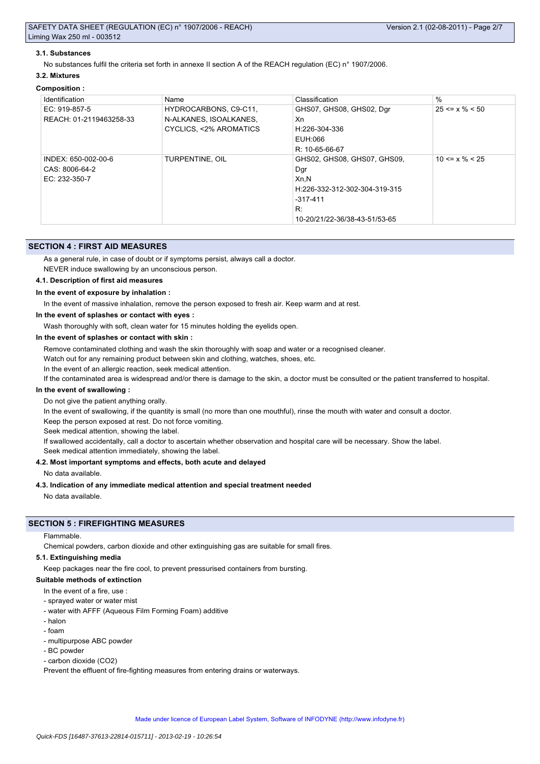### 3.1. Substances

No substances fulfil the criteria set forth in annexe II section A of the REACH regulation (EC) n° 1907/2006.

### 3.2. Mixtures

**Composition :**

| Identification | Name | Classification | % |
|---|---|---|---|
| EC: 919-857-5<br>REACH: 01-2119463258-33 | HYDROCARBONS, C9-C11, N-ALKANES, ISOALKANES, CYCLICS, <2% AROMATICS | GHS07, GHS08, GHS02, Dgr<br>Xn<br>H:226-304-336<br>EUH:066<br>R: 10-65-66-67 | 25 <= x % < 50 |
| INDEX: 650-002-00-6<br>CAS: 8006-64-2<br>EC: 232-350-7 | TURPENTINE, OIL | GHS02, GHS08, GHS07, GHS09, Dgr<br>Xn,N<br>H:226-332-312-302-304-319-315-317-411<br>R:<br>10-20/21/22-36/38-43-51/53-65 | 10 <= x % < 25 |

## SECTION 4 : FIRST AID MEASURES

As a general rule, in case of doubt or if symptoms persist, always call a doctor.

NEVER induce swallowing by an unconscious person.

### 4.1. Description of first aid measures

**In the event of exposure by inhalation :**

In the event of massive inhalation, remove the person exposed to fresh air. Keep warm and at rest.

**In the event of splashes or contact with eyes :**

Wash thoroughly with soft, clean water for 15 minutes holding the eyelids open.

**In the event of splashes or contact with skin :**

Remove contaminated clothing and wash the skin thoroughly with soap and water or a recognised cleaner.

Watch out for any remaining product between skin and clothing, watches, shoes, etc.

In the event of an allergic reaction, seek medical attention.

If the contaminated area is widespread and/or there is damage to the skin, a doctor must be consulted or the patient transferred to hospital.

**In the event of swallowing :**

Do not give the patient anything orally.

In the event of swallowing, if the quantity is small (no more than one mouthful), rinse the mouth with water and consult a doctor.

Keep the person exposed at rest. Do not force vomiting.

Seek medical attention, showing the label.

If swallowed accidentally, call a doctor to ascertain whether observation and hospital care will be necessary. Show the label.

Seek medical attention immediately, showing the label.

### 4.2. Most important symptoms and effects, both acute and delayed

No data available.

### 4.3. Indication of any immediate medical attention and special treatment needed

No data available.

## SECTION 5 : FIREFIGHTING MEASURES

Flammable.

Chemical powders, carbon dioxide and other extinguishing gas are suitable for small fires.

### 5.1. Extinguishing media

Keep packages near the fire cool, to prevent pressurised containers from bursting.

**Suitable methods of extinction**

In the event of a fire, use :

- sprayed water or water mist
- water with AFFF (Aqueous Film Forming Foam) additive
- halon
- foam
- multipurpose ABC powder
- BC powder
- carbon dioxide ($CO_2$)

Prevent the effluent of fire-fighting measures from entering drains or waterways.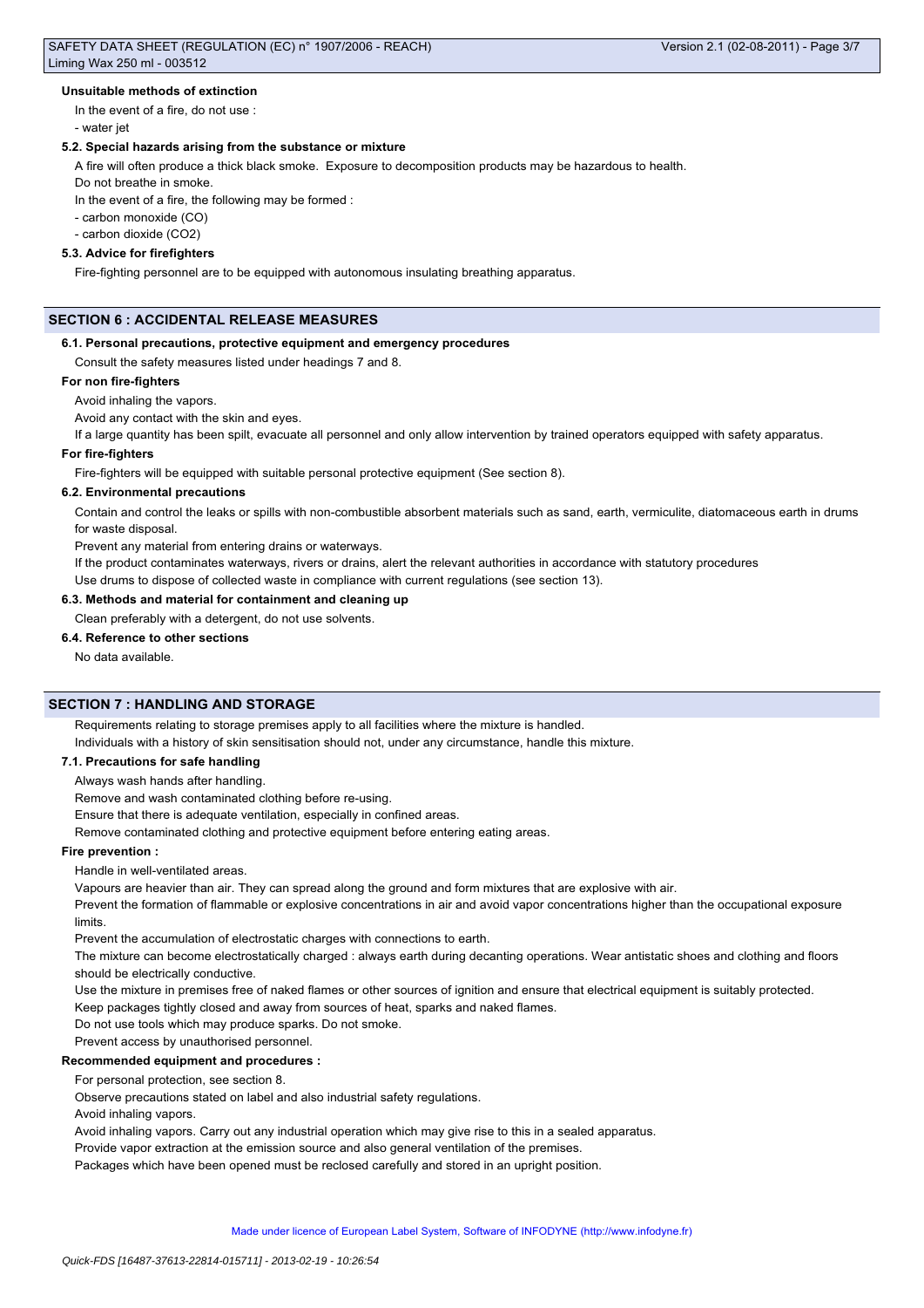#### Unsuitable methods of extinction

In the event of a fire, do not use :

- water jet

#### 5.2. Special hazards arising from the substance or mixture

A fire will often produce a thick black smoke. Exposure to decomposition products may be hazardous to health.

Do not breathe in smoke.

In the event of a fire, the following may be formed :

- carbon monoxide (CO)
- carbon dioxide ($CO_2$)

#### 5.3. Advice for firefighters

Fire-fighting personnel are to be equipped with autonomous insulating breathing apparatus.

## SECTION 6 : ACCIDENTAL RELEASE MEASURES

#### 6.1. Personal precautions, protective equipment and emergency procedures

Consult the safety measures listed under headings 7 and 8.

#### For non fire-fighters

Avoid inhaling the vapors.

Avoid any contact with the skin and eyes.

If a large quantity has been spilt, evacuate all personnel and only allow intervention by trained operators equipped with safety apparatus.

#### For fire-fighters

Fire-fighters will be equipped with suitable personal protective equipment (See section 8).

#### 6.2. Environmental precautions

Contain and control the leaks or spills with non-combustible absorbent materials such as sand, earth, vermiculite, diatomaceous earth in drums for waste disposal.

Prevent any material from entering drains or waterways.

If the product contaminates waterways, rivers or drains, alert the relevant authorities in accordance with statutory procedures

Use drums to dispose of collected waste in compliance with current regulations (see section 13).

#### 6.3. Methods and material for containment and cleaning up

Clean preferably with a detergent, do not use solvents.

#### 6.4. Reference to other sections

No data available.

## SECTION 7 : HANDLING AND STORAGE

Requirements relating to storage premises apply to all facilities where the mixture is handled.

Individuals with a history of skin sensitisation should not, under any circumstance, handle this mixture.

#### 7.1. Precautions for safe handling

Always wash hands after handling.

Remove and wash contaminated clothing before re-using.

Ensure that there is adequate ventilation, especially in confined areas.

Remove contaminated clothing and protective equipment before entering eating areas.

#### Fire prevention :

Handle in well-ventilated areas.

Vapours are heavier than air. They can spread along the ground and form mixtures that are explosive with air.

Prevent the formation of flammable or explosive concentrations in air and avoid vapor concentrations higher than the occupational exposure limits.

Prevent the accumulation of electrostatic charges with connections to earth.

The mixture can become electrostatically charged : always earth during decanting operations. Wear antistatic shoes and clothing and floors should be electrically conductive.

Use the mixture in premises free of naked flames or other sources of ignition and ensure that electrical equipment is suitably protected.

Keep packages tightly closed and away from sources of heat, sparks and naked flames.

Do not use tools which may produce sparks. Do not smoke.

Prevent access by unauthorised personnel.

#### Recommended equipment and procedures :

For personal protection, see section 8.

Observe precautions stated on label and also industrial safety regulations.

Avoid inhaling vapors.

Avoid inhaling vapors. Carry out any industrial operation which may give rise to this in a sealed apparatus.

Provide vapor extraction at the emission source and also general ventilation of the premises.

Packages which have been opened must be reclosed carefully and stored in an upright position.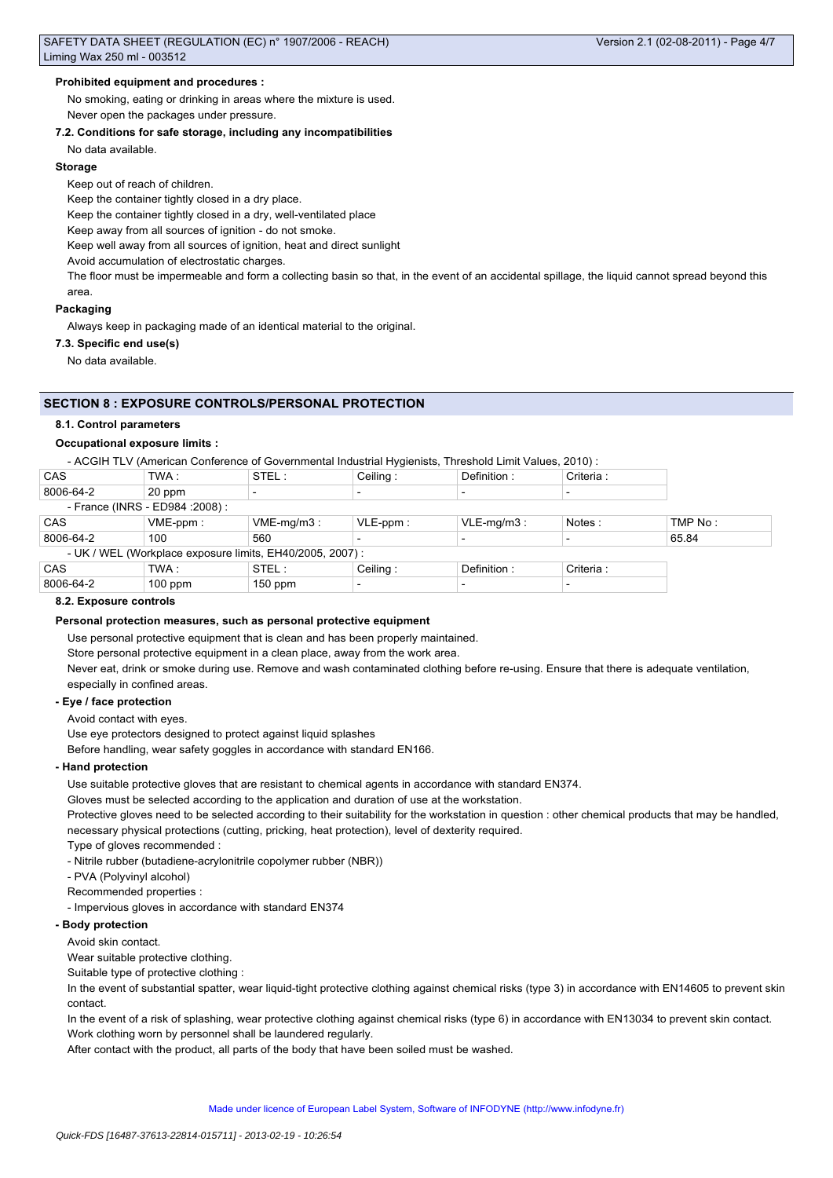**Prohibited equipment and procedures :**

No smoking, eating or drinking in areas where the mixture is used.

Never open the packages under pressure.

**7.2. Conditions for safe storage, including any incompatibilities**

No data available.

**Storage**

Keep out of reach of children.

Keep the container tightly closed in a dry place.

Keep the container tightly closed in a dry, well-ventilated place

Keep away from all sources of ignition - do not smoke.

Keep well away from all sources of ignition, heat and direct sunlight

Avoid accumulation of electrostatic charges.

The floor must be impermeable and form a collecting basin so that, in the event of an accidental spillage, the liquid cannot spread beyond this area.

**Packaging**

Always keep in packaging made of an identical material to the original.

**7.3. Specific end use(s)**

No data available.

## SECTION 8 : EXPOSURE CONTROLS/PERSONAL PROTECTION

**8.1. Control parameters**

**Occupational exposure limits :**

- ACGIH TLV (American Conference of Governmental Industrial Hygienists, Threshold Limit Values, 2010) :

| CAS | TWA : | STEL : | Ceiling : | Definition : | Criteria : |
|---|---|---|---|---|---|
| 8006-64-2 | 20 ppm | - | - | - | - |

- France (INRS - ED984 :2008) :

| CAS | VME-ppm : | VME-mg/m3 : | VLE-ppm : | VLE-mg/m3 : | Notes : | TMP No : |
|---|---|---|---|---|---|---|
| 8006-64-2 | 100 | 560 | - | - | - | 65.84 |

- UK / WEL (Workplace exposure limits, EH40/2005, 2007) :

| CAS | TWA : | STEL : | Ceiling : | Definition : | Criteria : |
|---|---|---|---|---|---|
| 8006-64-2 | 100 ppm | 150 ppm | - | - | - |

**8.2. Exposure controls**

**Personal protection measures, such as personal protective equipment**

Use personal protective equipment that is clean and has been properly maintained.

Store personal protective equipment in a clean place, away from the work area.

Never eat, drink or smoke during use. Remove and wash contaminated clothing before re-using. Ensure that there is adequate ventilation, especially in confined areas.

**- Eye / face protection**

Avoid contact with eyes.

Use eye protectors designed to protect against liquid splashes

Before handling, wear safety goggles in accordance with standard EN166.

**- Hand protection**

Use suitable protective gloves that are resistant to chemical agents in accordance with standard EN374.

Gloves must be selected according to the application and duration of use at the workstation.

Protective gloves need to be selected according to their suitability for the workstation in question : other chemical products that may be handled, necessary physical protections (cutting, pricking, heat protection), level of dexterity required.

Type of gloves recommended :

- Nitrile rubber (butadiene-acrylonitrile copolymer rubber (NBR))
- PVA (Polyvinyl alcohol)

Recommended properties :

- Impervious gloves in accordance with standard EN374

**- Body protection**

Avoid skin contact.

Wear suitable protective clothing.

Suitable type of protective clothing :

In the event of substantial spatter, wear liquid-tight protective clothing against chemical risks (type 3) in accordance with EN14605 to prevent skin contact.

In the event of a risk of splashing, wear protective clothing against chemical risks (type 6) in accordance with EN13034 to prevent skin contact.

Work clothing worn by personnel shall be laundered regularly.

After contact with the product, all parts of the body that have been soiled must be washed.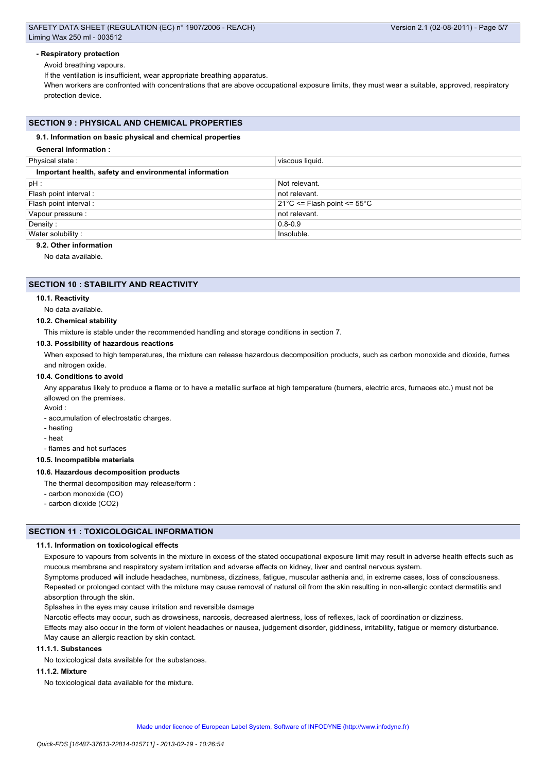- **Respiratory protection**

Avoid breathing vapours.

If the ventilation is insufficient, wear appropriate breathing apparatus.

When workers are confronted with concentrations that are above occupational exposure limits, they must wear a suitable, approved, respiratory protection device.

## SECTION 9 : PHYSICAL AND CHEMICAL PROPERTIES

### 9.1. Information on basic physical and chemical properties

**General information :**

| Physical state : | viscous liquid. |
|---|---|

**Important health, safety and environmental information**

| pH : | Not relevant. |
|---|---|
| Flash point interval : | not relevant. |
| Flash point interval : | 21°C <= Flash point <= 55°C |
| Vapour pressure : | not relevant. |
| Density : | 0.8-0.9 |
| Water solubility : | Insoluble. |

### 9.2. Other information

No data available.

## SECTION 10 : STABILITY AND REACTIVITY

### 10.1. Reactivity

No data available.

### 10.2. Chemical stability

This mixture is stable under the recommended handling and storage conditions in section 7.

### 10.3. Possibility of hazardous reactions

When exposed to high temperatures, the mixture can release hazardous decomposition products, such as carbon monoxide and dioxide, fumes and nitrogen oxide.

### 10.4. Conditions to avoid

Any apparatus likely to produce a flame or to have a metallic surface at high temperature (burners, electric arcs, furnaces etc.) must not be allowed on the premises.

Avoid :

- accumulation of electrostatic charges.
- heating
- heat
- flames and hot surfaces

### 10.5. Incompatible materials

### 10.6. Hazardous decomposition products

The thermal decomposition may release/form :

- carbon monoxide (CO)
- carbon dioxide ($CO_2$)

## SECTION 11 : TOXICOLOGICAL INFORMATION

### 11.1. Information on toxicological effects

Exposure to vapours from solvents in the mixture in excess of the stated occupational exposure limit may result in adverse health effects such as mucous membrane and respiratory system irritation and adverse effects on kidney, liver and central nervous system.

Symptoms produced will include headaches, numbness, dizziness, fatigue, muscular asthenia and, in extreme cases, loss of consciousness.

Repeated or prolonged contact with the mixture may cause removal of natural oil from the skin resulting in non-allergic contact dermatitis and absorption through the skin.

Splashes in the eyes may cause irritation and reversible damage

Narcotic effects may occur, such as drowsiness, narcosis, decreased alertness, loss of reflexes, lack of coordination or dizziness.

Effects may also occur in the form of violent headaches or nausea, judgement disorder, giddiness, irritability, fatigue or memory disturbance.

May cause an allergic reaction by skin contact.

#### 11.1.1. Substances

No toxicological data available for the substances.

#### 11.1.2. Mixture

No toxicological data available for the mixture.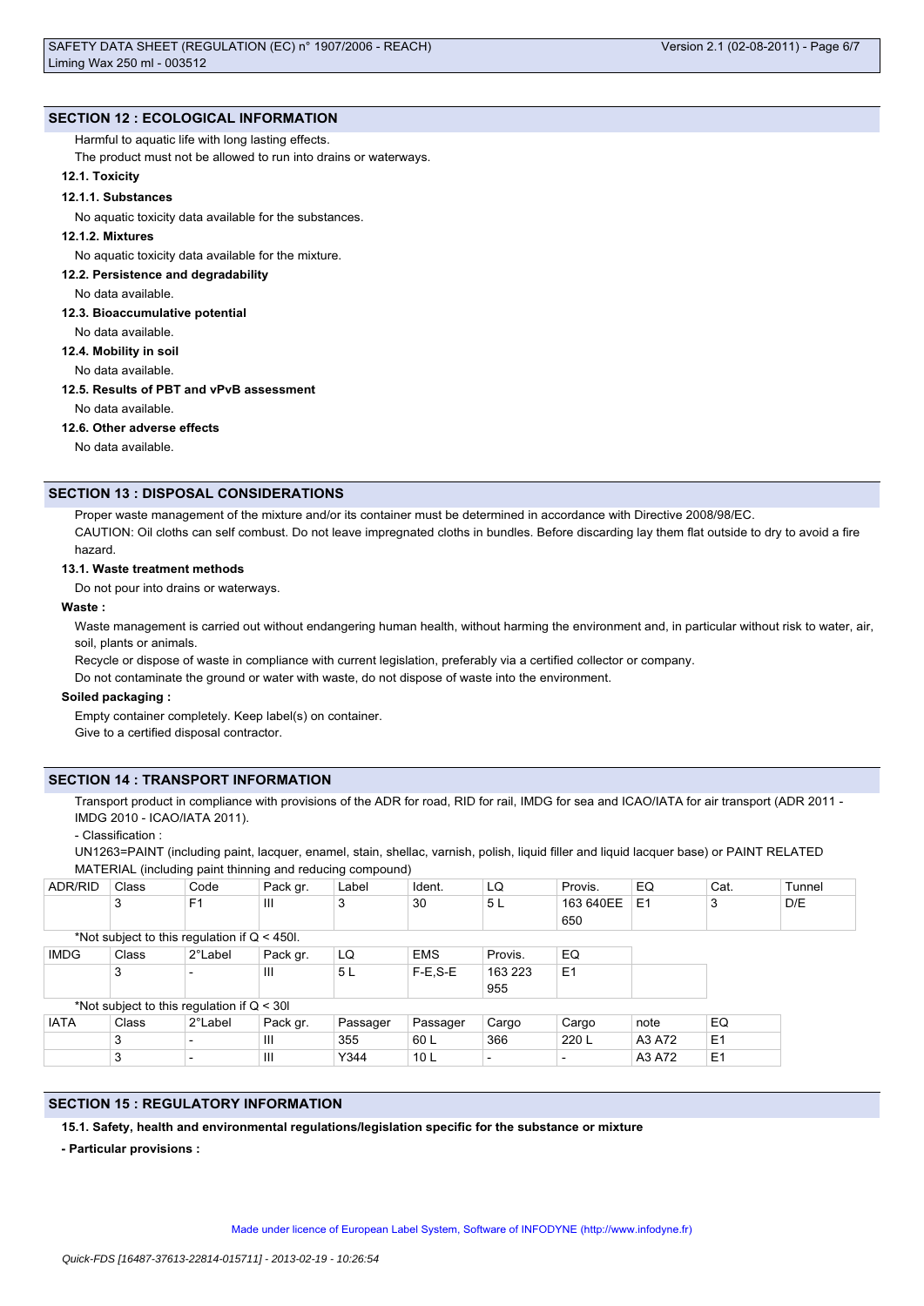## SECTION 12 : ECOLOGICAL INFORMATION

Harmful to aquatic life with long lasting effects.

The product must not be allowed to run into drains or waterways.

### 12.1. Toxicity

#### 12.1.1. Substances

No aquatic toxicity data available for the substances.

#### 12.1.2. Mixtures

No aquatic toxicity data available for the mixture.

### 12.2. Persistence and degradability

No data available.

### 12.3. Bioaccumulative potential

No data available.

### 12.4. Mobility in soil

No data available.

### 12.5. Results of PBT and vPvB assessment

No data available.

### 12.6. Other adverse effects

No data available.

## SECTION 13 : DISPOSAL CONSIDERATIONS

Proper waste management of the mixture and/or its container must be determined in accordance with Directive 2008/98/EC.

CAUTION: Oil cloths can self combust. Do not leave impregnated cloths in bundles. Before discarding lay them flat outside to dry to avoid a fire hazard.

### 13.1. Waste treatment methods

Do not pour into drains or waterways.

**Waste :**

Waste management is carried out without endangering human health, without harming the environment and, in particular without risk to water, air, soil, plants or animals.

Recycle or dispose of waste in compliance with current legislation, preferably via a certified collector or company.

Do not contaminate the ground or water with waste, do not dispose of waste into the environment.

**Soiled packaging :**

Empty container completely. Keep label(s) on container.

Give to a certified disposal contractor.

## SECTION 14 : TRANSPORT INFORMATION

Transport product in compliance with provisions of the ADR for road, RID for rail, IMDG for sea and ICAO/IATA for air transport (ADR 2011 - IMDG 2010 - ICAO/IATA 2011).

- Classification :

UN1263=PAINT (including paint, lacquer, enamel, stain, shellac, varnish, polish, liquid filler and liquid lacquer base) or PAINT RELATED MATERIAL (including paint thinning and reducing compound)

| ADR/RID | Class | Code | Pack gr. | Label | Ident. | LQ | Provis. | EQ | Cat. | Tunnel |
|---|---|---|---|---|---|---|---|---|---|---|
| | 3 | F1 | III | 3 | 30 | 5 L | 163 640EE 650 | E1 | 3 | D/E |

*Not subject to this regulation if Q < 450l.

| IMDG | Class | 2°Label | Pack gr. | LQ | EMS | Provis. | EQ |
|---|---|---|---|---|---|---|---|
| | 3 | - | III | 5 L | F-E,S-E | 163 223 955 | E1 |

*Not subject to this regulation if Q < 30l

| IATA | Class | 2°Label | Pack gr. | Passager | Passager | Cargo | Cargo | note | EQ |
|---|---|---|---|---|---|---|---|---|---|
| | 3 | - | III | 355 | 60 L | 366 | 220 L | A3 A72 | E1 |
| | 3 | - | III | Y344 | 10 L | - | - | A3 A72 | E1 |

## SECTION 15 : REGULATORY INFORMATION

**15.1. Safety, health and environmental regulations/legislation specific for the substance or mixture**

**- Particular provisions :**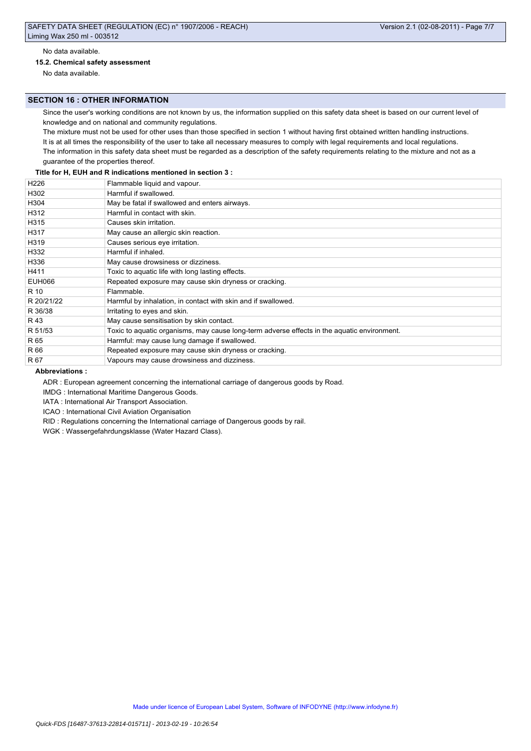No data available.

**15.2. Chemical safety assessment**

No data available.

## SECTION 16 : OTHER INFORMATION

Since the user's working conditions are not known by us, the information supplied on this safety data sheet is based on our current level of knowledge and on national and community regulations.

The mixture must not be used for other uses than those specified in section 1 without having first obtained written handling instructions.

It is at all times the responsibility of the user to take all necessary measures to comply with legal requirements and local regulations.

The information in this safety data sheet must be regarded as a description of the safety requirements relating to the mixture and not as a guarantee of the properties thereof.

**Title for H, EUH and R indications mentioned in section 3 :**

| | |
|---|---|
| H226 | Flammable liquid and vapour. |
| H302 | Harmful if swallowed. |
| H304 | May be fatal if swallowed and enters airways. |
| H312 | Harmful in contact with skin. |
| H315 | Causes skin irritation. |
| H317 | May cause an allergic skin reaction. |
| H319 | Causes serious eye irritation. |
| H332 | Harmful if inhaled. |
| H336 | May cause drowsiness or dizziness. |
| H411 | Toxic to aquatic life with long lasting effects. |
| EUH066 | Repeated exposure may cause skin dryness or cracking. |
| R 10 | Flammable. |
| R 20/21/22 | Harmful by inhalation, in contact with skin and if swallowed. |
| R 36/38 | Irritating to eyes and skin. |
| R 43 | May cause sensitisation by skin contact. |
| R 51/53 | Toxic to aquatic organisms, may cause long-term adverse effects in the aquatic environment. |
| R 65 | Harmful: may cause lung damage if swallowed. |
| R 66 | Repeated exposure may cause skin dryness or cracking. |
| R 67 | Vapours may cause drowsiness and dizziness. |

**Abbreviations :**

ADR : European agreement concerning the international carriage of dangerous goods by Road.

IMDG : International Maritime Dangerous Goods.

IATA : International Air Transport Association.

ICAO : International Civil Aviation Organisation

RID : Regulations concerning the International carriage of Dangerous goods by rail.

WGK : Wassergefahrdungsklasse (Water Hazard Class).